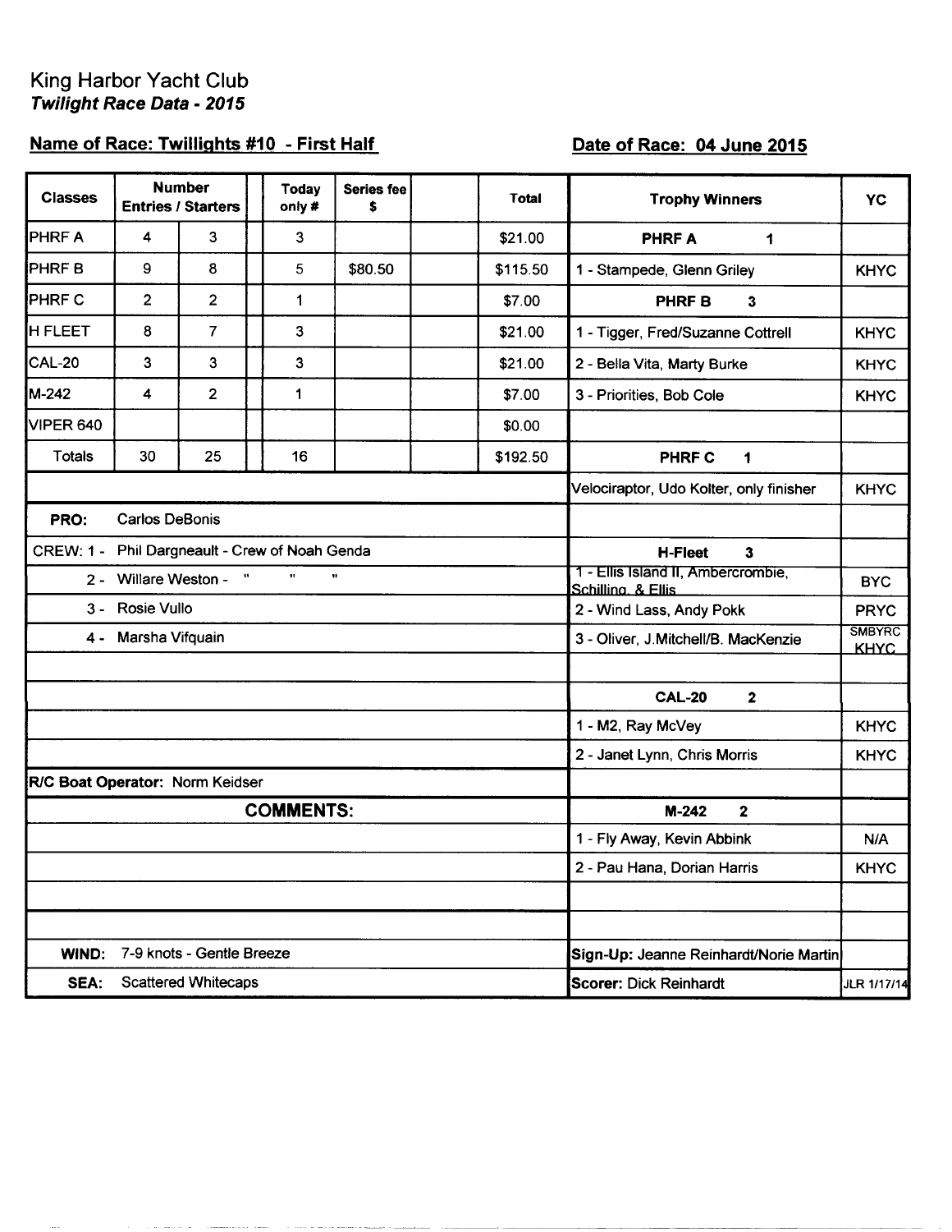King Harbor Yacht Club

***Twilight Race Data - 2015***

**Name of Race: Twillights #10 - First Half**

**Date of Race: 04 June 2015**

| Classes | Number Entries | / Starters | | Today only # | Series fee $ | | Total | Trophy Winners | YC |
|---|---|---|---|---|---|---|---|---|---|
| PHRF A | 4 | 3 | | 3 | | | $21.00 | **PHRF A 1** | |
| PHRF B | 9 | 8 | | 5 | $80.50 | | $115.50 | 1 - Stampede, Glenn Griley | KHYC |
| PHRF C | 2 | 2 | | 1 | | | $7.00 | **PHRF B 3** | |
| H FLEET | 8 | 7 | | 3 | | | $21.00 | 1 - Tigger, Fred/Suzanne Cottrell | KHYC |
| CAL-20 | 3 | 3 | | 3 | | | $21.00 | 2 - Bella Vita, Marty Burke | KHYC |
| M-242 | 4 | 2 | | 1 | | | $7.00 | 3 - Priorities, Bob Cole | KHYC |
| VIPER 640 | | | | | | | $0.00 | | |
| Totals | 30 | 25 | | 16 | | | $192.50 | **PHRF C 1** | |
| | | | | | | | | Velociraptor, Udo Kolter, only finisher | KHYC |
| **PRO:** Carlos DeBonis | | | | | | | | | |
| CREW: 1 - Phil Dargneault - Crew of Noah Genda | | | | | | | | **H-Fleet 3** | |
| 2 - Willare Weston - " " " | | | | | | | | 1 - Ellis Island II, Ambercrombie, Schilling, & Ellis | BYC |
| 3 - Rosie Vullo | | | | | | | | 2 - Wind Lass, Andy Pokk | PRYC |
| 4 - Marsha Vifquain | | | | | | | | 3 - Oliver, J.Mitchell/B. MacKenzie | SMBYRC KHYC |
| | | | | | | | | | |
| | | | | | | | | **CAL-20 2** | |
| | | | | | | | | 1 - M2, Ray McVey | KHYC |
| | | | | | | | | 2 - Janet Lynn, Chris Morris | KHYC |
| **R/C Boat Operator:** Norm Keidser | | | | | | | | | |
| **COMMENTS:** | | | | | | | | **M-242 2** | |
| | | | | | | | | 1 - Fly Away, Kevin Abbink | N/A |
| | | | | | | | | 2 - Pau Hana, Dorian Harris | KHYC |
| | | | | | | | | | |
| | | | | | | | | | |
| **WIND:** 7-9 knots - Gentle Breeze | | | | | | | | **Sign-Up:** Jeanne Reinhardt/Norie Martin | |
| **SEA:** Scattered Whitecaps | | | | | | | | **Scorer:** Dick Reinhardt | JLR 1/17/14 |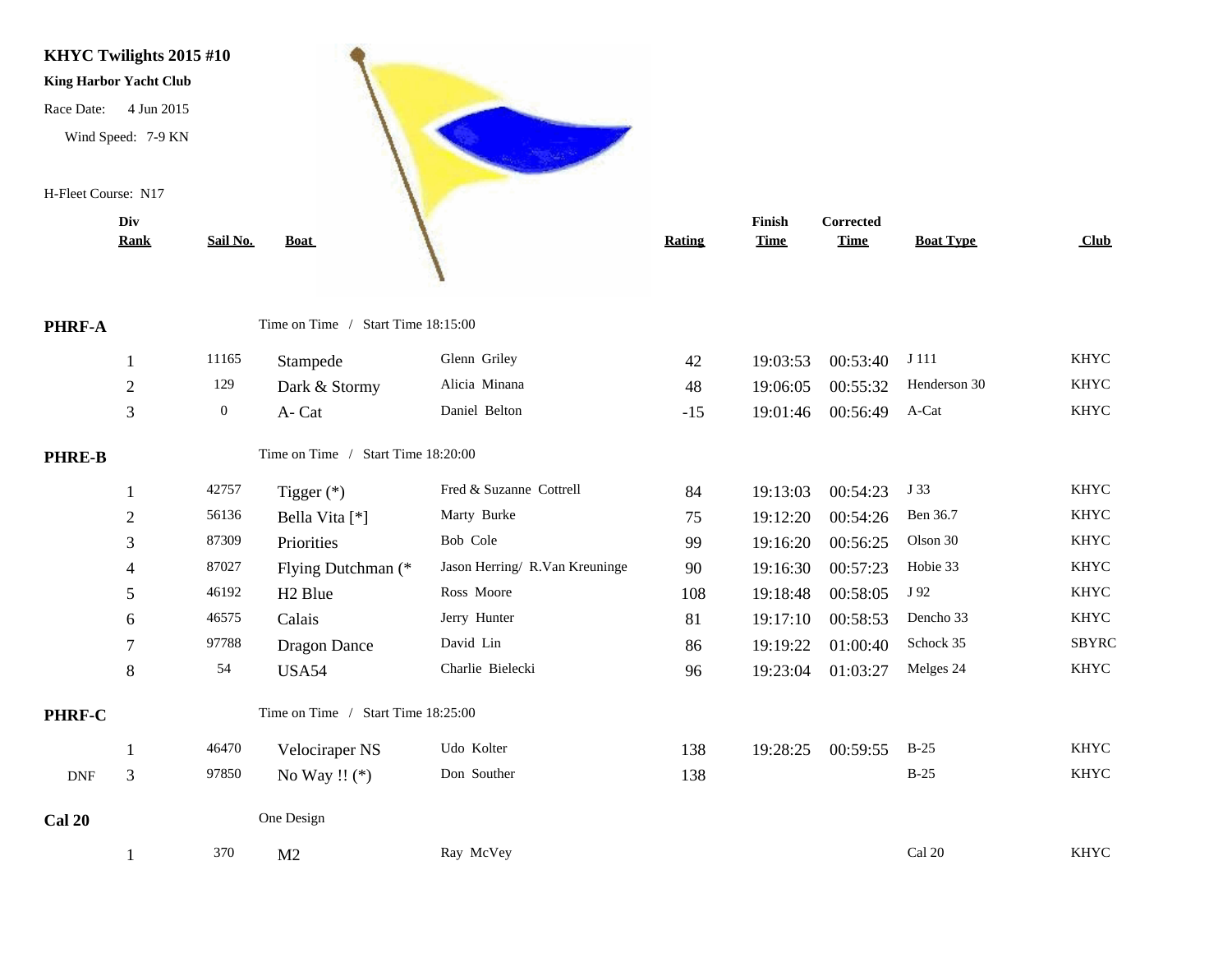**KHYC Twilights 2015 #10**

**King Harbor Yacht Club**

Race Date: 4 Jun 2015

Wind Speed: 7-9 KN

H-Fleet Course: N17

| | Div Rank | Sail No. | Boat | | Rating | Finish Time | Corrected Time | Boat Type | Club |
|---|---|---|---|---|---|---|---|---|---|
| **PHRF-A** | | | Time on Time / Start Time 18:15:00 | | | | | | |
| | 1 | 11165 | Stampede | Glenn Griley | 42 | 19:03:53 | 00:53:40 | J 111 | KHYC |
| | 2 | 129 | Dark & Stormy | Alicia Minana | 48 | 19:06:05 | 00:55:32 | Henderson 30 | KHYC |
| | 3 | 0 | A- Cat | Daniel Belton | -15 | 19:01:46 | 00:56:49 | A-Cat | KHYC |
| **PHRE-B** | | | Time on Time / Start Time 18:20:00 | | | | | | |
| | 1 | 42757 | Tigger (*) | Fred & Suzanne Cottrell | 84 | 19:13:03 | 00:54:23 | J 33 | KHYC |
| | 2 | 56136 | Bella Vita [*] | Marty Burke | 75 | 19:12:20 | 00:54:26 | Ben 36.7 | KHYC |
| | 3 | 87309 | Priorities | Bob Cole | 99 | 19:16:20 | 00:56:25 | Olson 30 | KHYC |
| | 4 | 87027 | Flying Dutchman (* | Jason Herring/ R.Van Kreuninge | 90 | 19:16:30 | 00:57:23 | Hobie 33 | KHYC |
| | 5 | 46192 | H2 Blue | Ross Moore | 108 | 19:18:48 | 00:58:05 | J 92 | KHYC |
| | 6 | 46575 | Calais | Jerry Hunter | 81 | 19:17:10 | 00:58:53 | Dencho 33 | KHYC |
| | 7 | 97788 | Dragon Dance | David Lin | 86 | 19:19:22 | 01:00:40 | Schock 35 | SBYRC |
| | 8 | 54 | USA54 | Charlie Bielecki | 96 | 19:23:04 | 01:03:27 | Melges 24 | KHYC |
| **PHRF-C** | | | Time on Time / Start Time 18:25:00 | | | | | | |
| | 1 | 46470 | Velociraper NS | Udo Kolter | 138 | 19:28:25 | 00:59:55 | B-25 | KHYC |
| DNF | 3 | 97850 | No Way !! (*) | Don Souther | 138 | | | B-25 | KHYC |
| **Cal 20** | | | One Design | | | | | | |
| | 1 | 370 | M2 | Ray McVey | | | | Cal 20 | KHYC |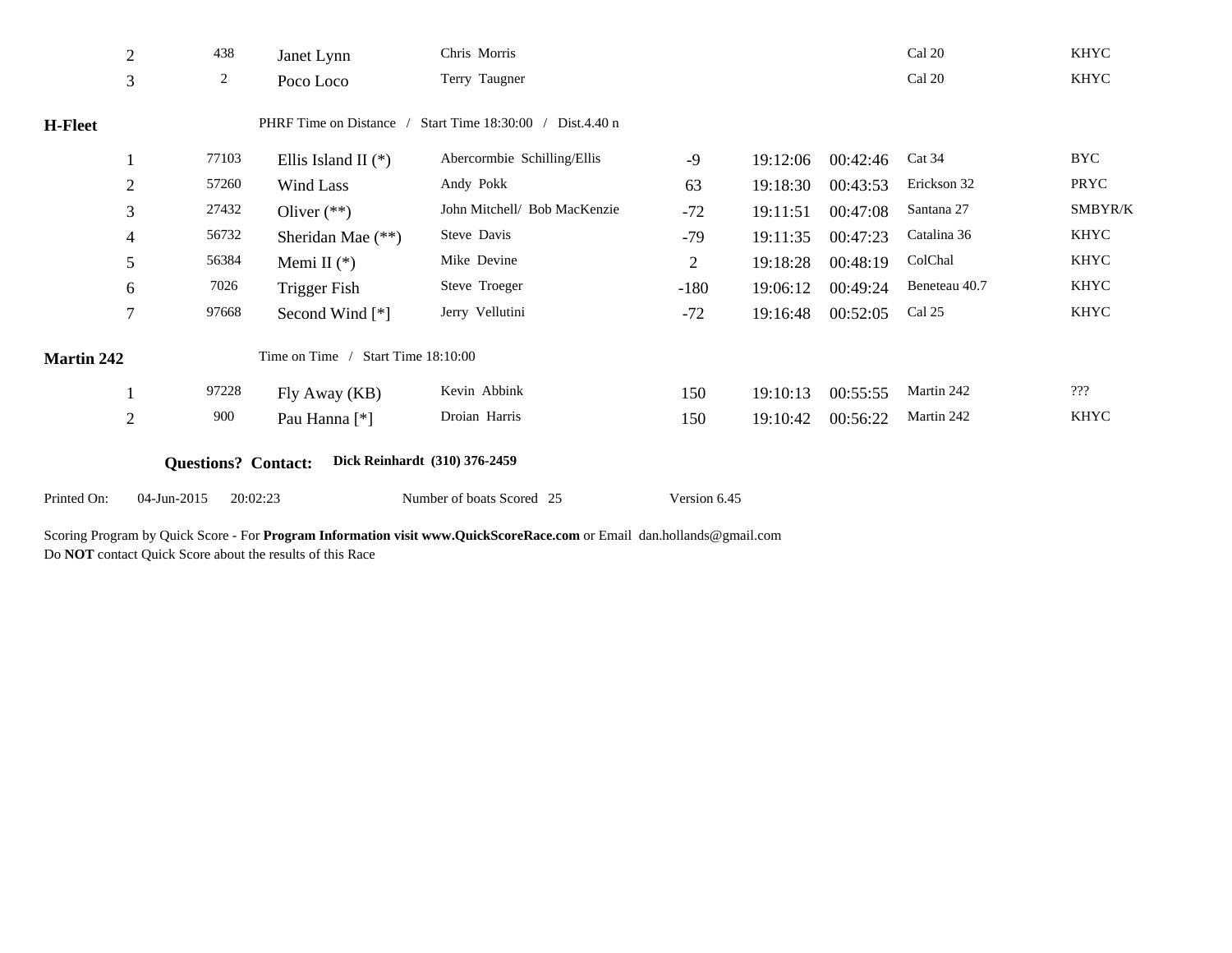| | | | | | | | | |
|---|---|---|---|---|---|---|---|---|
| 2 | 438 | Janet Lynn | Chris Morris | | | | Cal 20 | KHYC |
| 3 | 2 | Poco Loco | Terry Taugner | | | | Cal 20 | KHYC |

**H-Fleet** PHRF Time on Distance / Start Time 18:30:00 / Dist.4.40 n

| | | | | | | | | |
|---|---|---|---|---|---|---|---|---|
| 1 | 77103 | Ellis Island II (*) | Abercormbie Schilling/Ellis | -9 | 19:12:06 | 00:42:46 | Cat 34 | BYC |
| 2 | 57260 | Wind Lass | Andy Pokk | 63 | 19:18:30 | 00:43:53 | Erickson 32 | PRYC |
| 3 | 27432 | Oliver (**) | John Mitchell/ Bob MacKenzie | -72 | 19:11:51 | 00:47:08 | Santana 27 | SMBYR/K |
| 4 | 56732 | Sheridan Mae (**) | Steve Davis | -79 | 19:11:35 | 00:47:23 | Catalina 36 | KHYC |
| 5 | 56384 | Memi II (*) | Mike Devine | 2 | 19:18:28 | 00:48:19 | ColChal | KHYC |
| 6 | 7026 | Trigger Fish | Steve Troeger | -180 | 19:06:12 | 00:49:24 | Beneteau 40.7 | KHYC |
| 7 | 97668 | Second Wind [*] | Jerry Vellutini | -72 | 19:16:48 | 00:52:05 | Cal 25 | KHYC |

**Martin 242** Time on Time / Start Time 18:10:00

| | | | | | | | | |
|---|---|---|---|---|---|---|---|---|
| 1 | 97228 | Fly Away (KB) | Kevin Abbink | 150 | 19:10:13 | 00:55:55 | Martin 242 | ??? |
| 2 | 900 | Pau Hanna [*] | Droian Harris | 150 | 19:10:42 | 00:56:22 | Martin 242 | KHYC |

**Questions? Contact:** **Dick Reinhardt (310) 376-2459**

Printed On: 04-Jun-2015 20:02:23 Number of boats Scored 25 Version 6.45

Scoring Program by Quick Score - For **Program Information visit www.QuickScoreRace.com** or Email dan.hollands@gmail.com
Do **NOT** contact Quick Score about the results of this Race